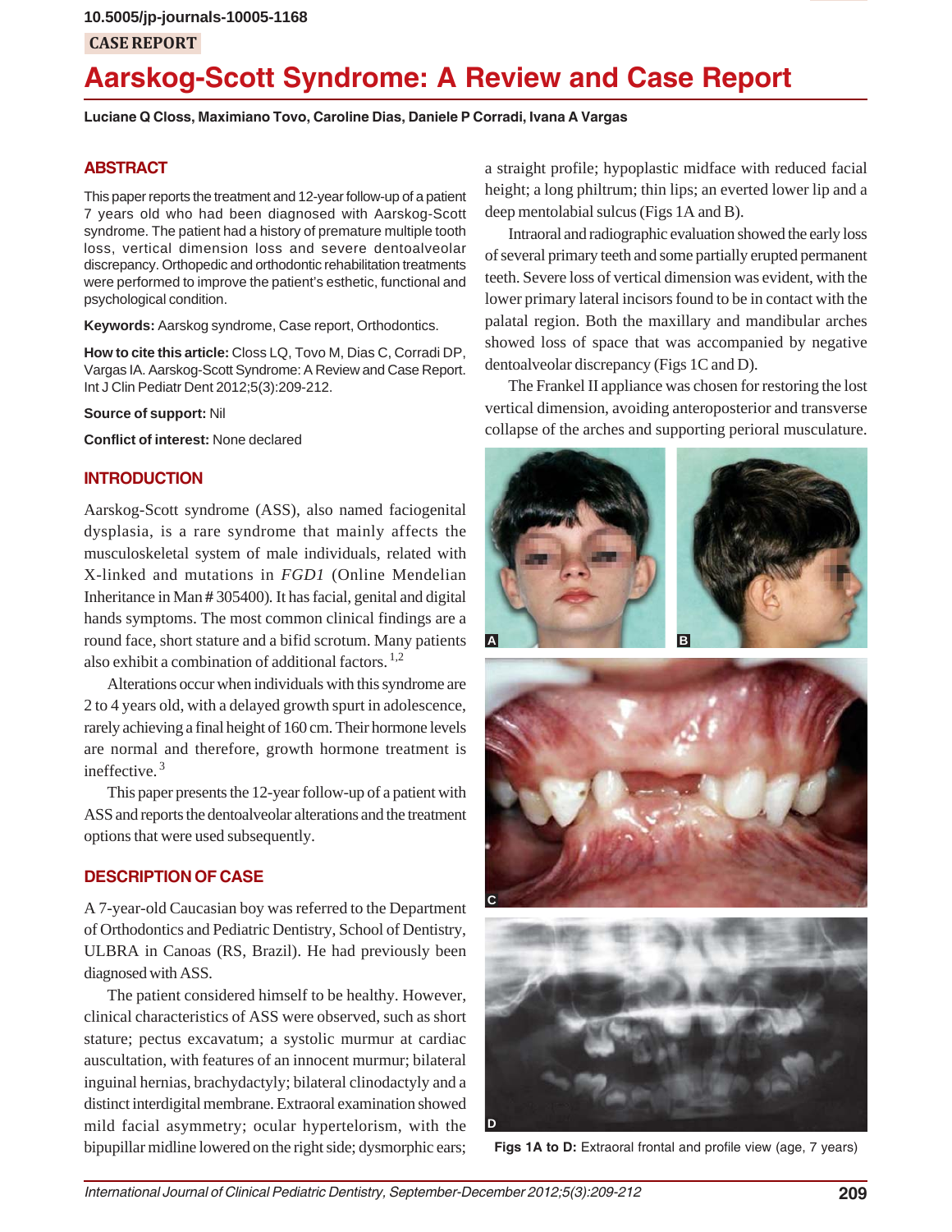10.5005/jp-journals-10005-1168

CASE REPORT

# Aarskog-Scott Syndrome: A Review and Case Report

**Luciane Q Closs, Maximiano Tovo, Caroline Dias, Daniele P Corradi, Ivana A Vargas**

## ABSTRACT

This paper reports the treatment and 12-year follow-up of a patient 7 years old who had been diagnosed with Aarskog-Scott syndrome. The patient had a history of premature multiple tooth loss, vertical dimension loss and severe dentoalveolar discrepancy. Orthopedic and orthodontic rehabilitation treatments were performed to improve the patient's esthetic, functional and psychological condition.

**Keywords:** Aarskog syndrome, Case report, Orthodontics.

**How to cite this article:** Closs LQ, Tovo M, Dias C, Corradi DP, Vargas IA. Aarskog-Scott Syndrome: A Review and Case Report. Int J Clin Pediatr Dent 2012;5(3):209-212.

**Source of support:** Nil

**Conflict of interest:** None declared

## INTRODUCTION

Aarskog-Scott syndrome (ASS), also named faciogenital dysplasia, is a rare syndrome that mainly affects the musculoskeletal system of male individuals, related with X-linked and mutations in *FGD1* (Online Mendelian Inheritance in Man # 305400). It has facial, genital and digital hands symptoms. The most common clinical findings are a round face, short stature and a bifid scrotum. Many patients also exhibit a combination of additional factors.[1,2]

Alterations occur when individuals with this syndrome are 2 to 4 years old, with a delayed growth spurt in adolescence, rarely achieving a final height of 160 cm. Their hormone levels are normal and therefore, growth hormone treatment is ineffective.[3]

This paper presents the 12-year follow-up of a patient with ASS and reports the dentoalveolar alterations and the treatment options that were used subsequently.

## DESCRIPTION OF CASE

A 7-year-old Caucasian boy was referred to the Department of Orthodontics and Pediatric Dentistry, School of Dentistry, ULBRA in Canoas (RS, Brazil). He had previously been diagnosed with ASS.

The patient considered himself to be healthy. However, clinical characteristics of ASS were observed, such as short stature; pectus excavatum; a systolic murmur at cardiac auscultation, with features of an innocent murmur; bilateral inguinal hernias, brachydactyly; bilateral clinodactyly and a distinct interdigital membrane. Extraoral examination showed mild facial asymmetry; ocular hypertelorism, with the bipupillar midline lowered on the right side; dysmorphic ears; a straight profile; hypoplastic midface with reduced facial height; a long philtrum; thin lips; an everted lower lip and a deep mentolabial sulcus (Figs 1A and B).

Intraoral and radiographic evaluation showed the early loss of several primary teeth and some partially erupted permanent teeth. Severe loss of vertical dimension was evident, with the lower primary lateral incisors found to be in contact with the palatal region. Both the maxillary and mandibular arches showed loss of space that was accompanied by negative dentoalveolar discrepancy (Figs 1C and D).

The Frankel II appliance was chosen for restoring the lost vertical dimension, avoiding anteroposterior and transverse collapse of the arches and supporting perioral musculature.

**Figs 1A to D:** Extraoral frontal and profile view (age, 7 years)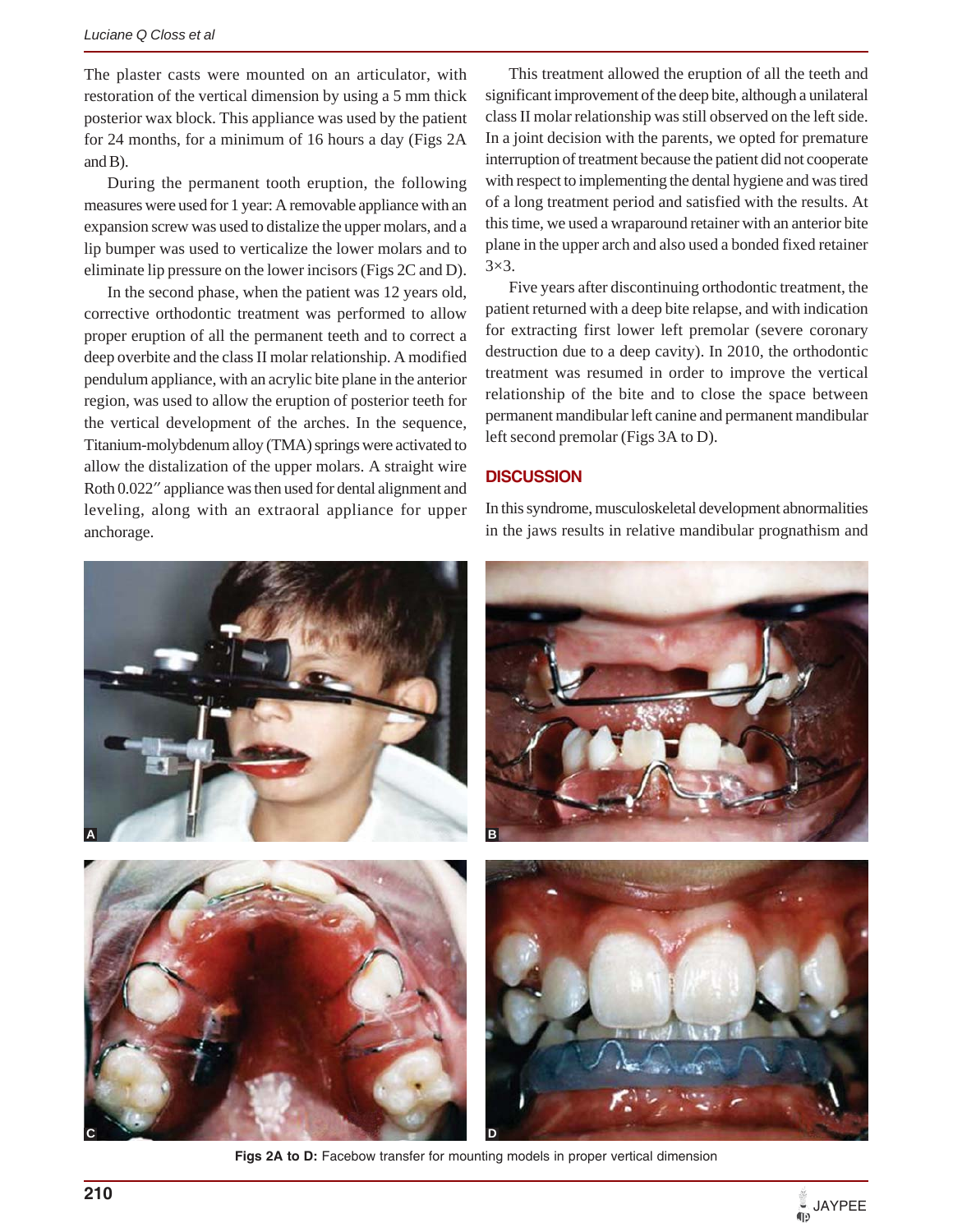The plaster casts were mounted on an articulator, with restoration of the vertical dimension by using a 5 mm thick posterior wax block. This appliance was used by the patient for 24 months, for a minimum of 16 hours a day (Figs 2A and B).

During the permanent tooth eruption, the following measures were used for 1 year: A removable appliance with an expansion screw was used to distalize the upper molars, and a lip bumper was used to verticalize the lower molars and to eliminate lip pressure on the lower incisors (Figs 2C and D).

In the second phase, when the patient was 12 years old, corrective orthodontic treatment was performed to allow proper eruption of all the permanent teeth and to correct a deep overbite and the class II molar relationship. A modified pendulum appliance, with an acrylic bite plane in the anterior region, was used to allow the eruption of posterior teeth for the vertical development of the arches. In the sequence, Titanium-molybdenum alloy (TMA) springs were activated to allow the distalization of the upper molars. A straight wire Roth 0.022″ appliance was then used for dental alignment and leveling, along with an extraoral appliance for upper anchorage.

This treatment allowed the eruption of all the teeth and significant improvement of the deep bite, although a unilateral class II molar relationship was still observed on the left side. In a joint decision with the parents, we opted for premature interruption of treatment because the patient did not cooperate with respect to implementing the dental hygiene and was tired of a long treatment period and satisfied with the results. At this time, we used a wraparound retainer with an anterior bite plane in the upper arch and also used a bonded fixed retainer 3×3.

Five years after discontinuing orthodontic treatment, the patient returned with a deep bite relapse, and with indication for extracting first lower left premolar (severe coronary destruction due to a deep cavity). In 2010, the orthodontic treatment was resumed in order to improve the vertical relationship of the bite and to close the space between permanent mandibular left canine and permanent mandibular left second premolar (Figs 3A to D).

## DISCUSSION

In this syndrome, musculoskeletal development abnormalities in the jaws results in relative mandibular prognathism and

**Figs 2A to D:** Facebow transfer for mounting models in proper vertical dimension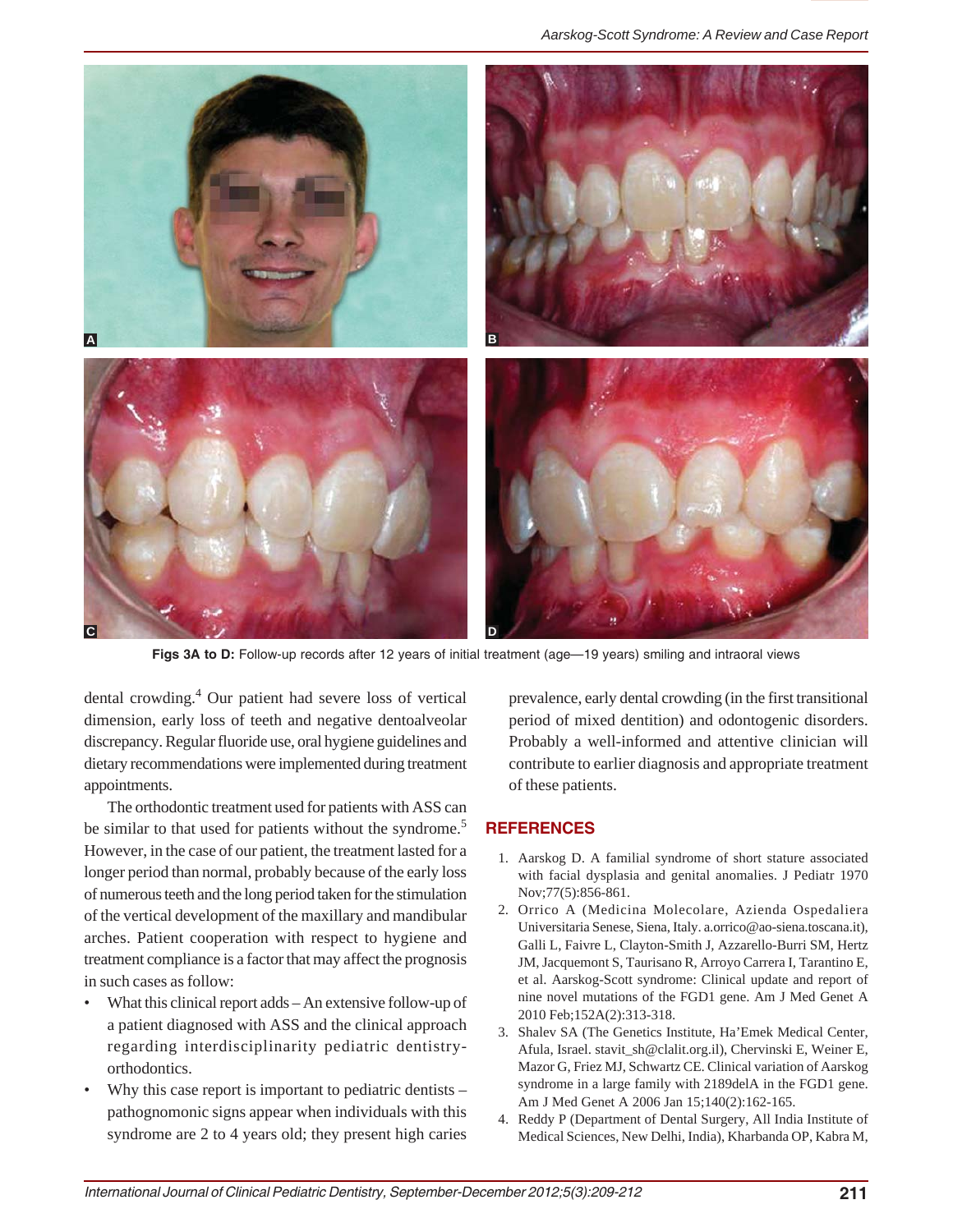Figs 3A to D: Follow-up records after 12 years of initial treatment (age—19 years) smiling and intraoral views

dental crowding.[4] Our patient had severe loss of vertical dimension, early loss of teeth and negative dentoalveolar discrepancy. Regular fluoride use, oral hygiene guidelines and dietary recommendations were implemented during treatment appointments.

The orthodontic treatment used for patients with ASS can be similar to that used for patients without the syndrome.[5] However, in the case of our patient, the treatment lasted for a longer period than normal, probably because of the early loss of numerous teeth and the long period taken for the stimulation of the vertical development of the maxillary and mandibular arches. Patient cooperation with respect to hygiene and treatment compliance is a factor that may affect the prognosis in such cases as follow:

- What this clinical report adds – An extensive follow-up of a patient diagnosed with ASS and the clinical approach regarding interdisciplinarity pediatric dentistry-orthodontics.
- Why this case report is important to pediatric dentists – pathognomonic signs appear when individuals with this syndrome are 2 to 4 years old; they present high caries prevalence, early dental crowding (in the first transitional period of mixed dentition) and odontogenic disorders. Probably a well-informed and attentive clinician will contribute to earlier diagnosis and appropriate treatment of these patients.

## REFERENCES

1. Aarskog D. A familial syndrome of short stature associated with facial dysplasia and genital anomalies. J Pediatr 1970 Nov;77(5):856-861.
2. Orrico A (Medicina Molecolare, Azienda Ospedaliera Universitaria Senese, Siena, Italy. a.orrico@ao-siena.toscana.it), Galli L, Faivre L, Clayton-Smith J, Azzarello-Burri SM, Hertz JM, Jacquemont S, Taurisano R, Arroyo Carrera I, Tarantino E, et al. Aarskog-Scott syndrome: Clinical update and report of nine novel mutations of the FGD1 gene. Am J Med Genet A 2010 Feb;152A(2):313-318.
3. Shalev SA (The Genetics Institute, Ha'Emek Medical Center, Afula, Israel. stavit_sh@clalit.org.il), Chervinski E, Weiner E, Mazor G, Friez MJ, Schwartz CE. Clinical variation of Aarskog syndrome in a large family with 2189delA in the FGD1 gene. Am J Med Genet A 2006 Jan 15;140(2):162-165.
4. Reddy P (Department of Dental Surgery, All India Institute of Medical Sciences, New Delhi, India), Kharbanda OP, Kabra M,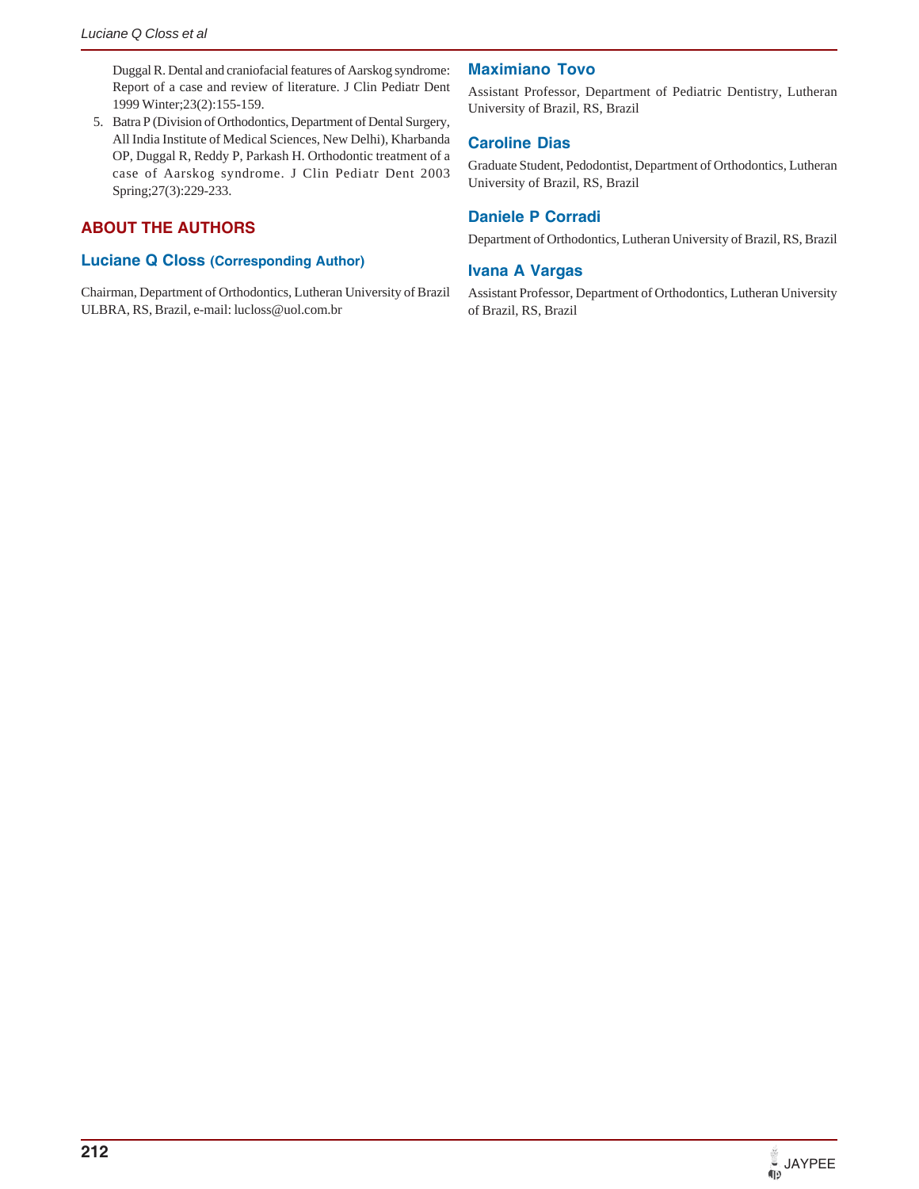Duggal R. Dental and craniofacial features of Aarskog syndrome: Report of a case and review of literature. J Clin Pediatr Dent 1999 Winter;23(2):155-159.

5. Batra P (Division of Orthodontics, Department of Dental Surgery, All India Institute of Medical Sciences, New Delhi), Kharbanda OP, Duggal R, Reddy P, Parkash H. Orthodontic treatment of a case of Aarskog syndrome. J Clin Pediatr Dent 2003 Spring;27(3):229-233.

## ABOUT THE AUTHORS

### Luciane Q Closs (Corresponding Author)

Chairman, Department of Orthodontics, Lutheran University of Brazil ULBRA, RS, Brazil, e-mail: lucloss@uol.com.br

### Maximiano Tovo

Assistant Professor, Department of Pediatric Dentistry, Lutheran University of Brazil, RS, Brazil

### Caroline Dias

Graduate Student, Pedodontist, Department of Orthodontics, Lutheran University of Brazil, RS, Brazil

### Daniele P Corradi

Department of Orthodontics, Lutheran University of Brazil, RS, Brazil

### Ivana A Vargas

Assistant Professor, Department of Orthodontics, Lutheran University of Brazil, RS, Brazil